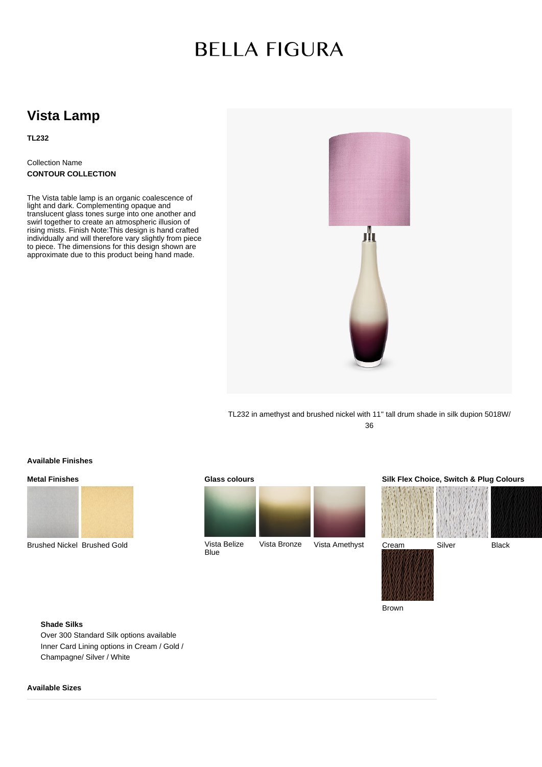# BELLA FIGURA

## Vista Lamp

**TL232**

Collection Name
**CONTOUR COLLECTION**

The Vista table lamp is an organic coalescence of light and dark. Complementing opaque and translucent glass tones surge into one another and swirl together to create an atmospheric illusion of rising mists. Finish Note:This design is hand crafted individually and will therefore vary slightly from piece to piece. The dimensions for this design shown are approximate due to this product being hand made.

TL232 in amethyst and brushed nickel with 11" tall drum shade in silk dupion 5018W/36

### Available Finishes

**Metal Finishes**

Brushed Nickel
Brushed Gold

**Glass colours**

Vista Belize Blue
Vista Bronze
Vista Amethyst

**Silk Flex Choice, Switch & Plug Colours**

Cream
Silver
Black
Brown

**Shade Silks**

Over 300 Standard Silk options available
Inner Card Lining options in Cream / Gold / Champagne/ Silver / White

### Available Sizes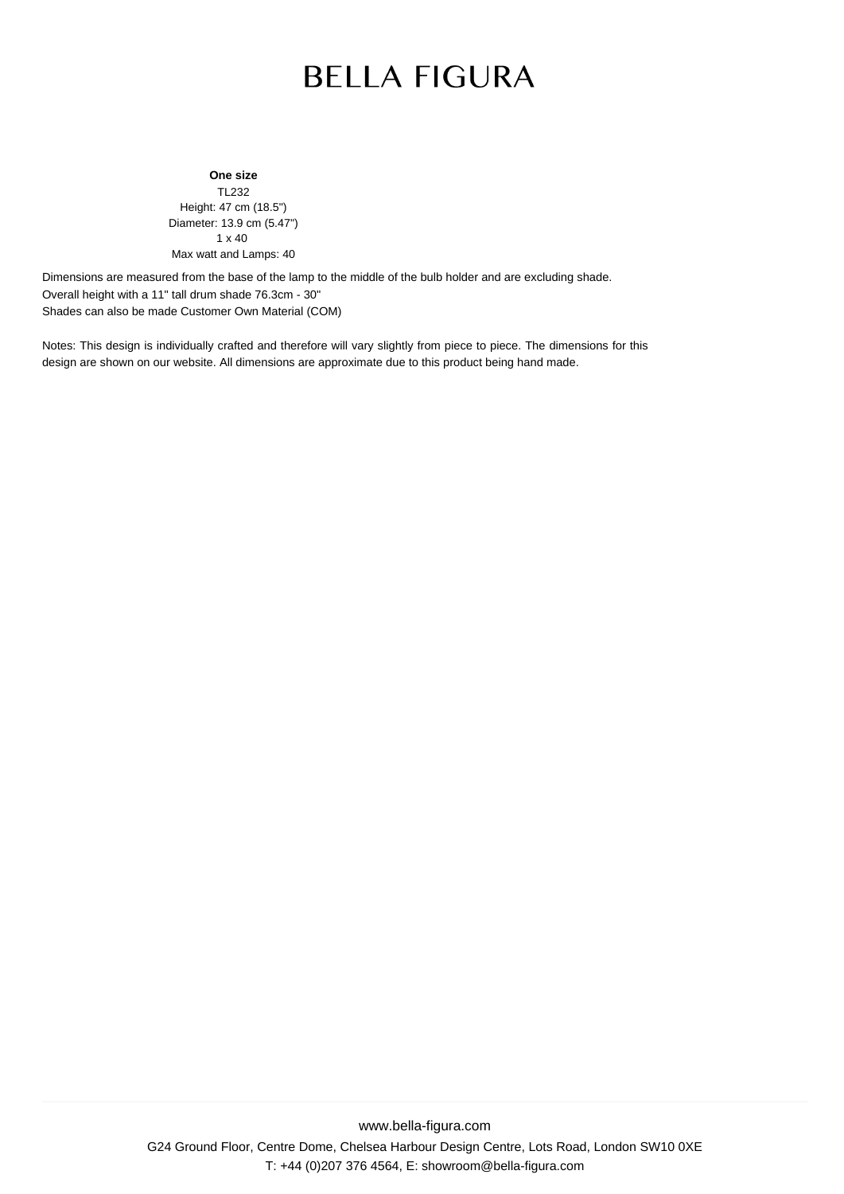# BELLA FIGURA

**One size**
TL232
Height: 47 cm (18.5")
Diameter: 13.9 cm (5.47")
1 x 40
Max watt and Lamps: 40

Dimensions are measured from the base of the lamp to the middle of the bulb holder and are excluding shade.
Overall height with a 11" tall drum shade 76.3cm - 30"
Shades can also be made Customer Own Material (COM)

Notes: This design is individually crafted and therefore will vary slightly from piece to piece. The dimensions for this design are shown on our website. All dimensions are approximate due to this product being hand made.

www.bella-figura.com
G24 Ground Floor, Centre Dome, Chelsea Harbour Design Centre, Lots Road, London SW10 0XE
T: +44 (0)207 376 4564, E: showroom@bella-figura.com